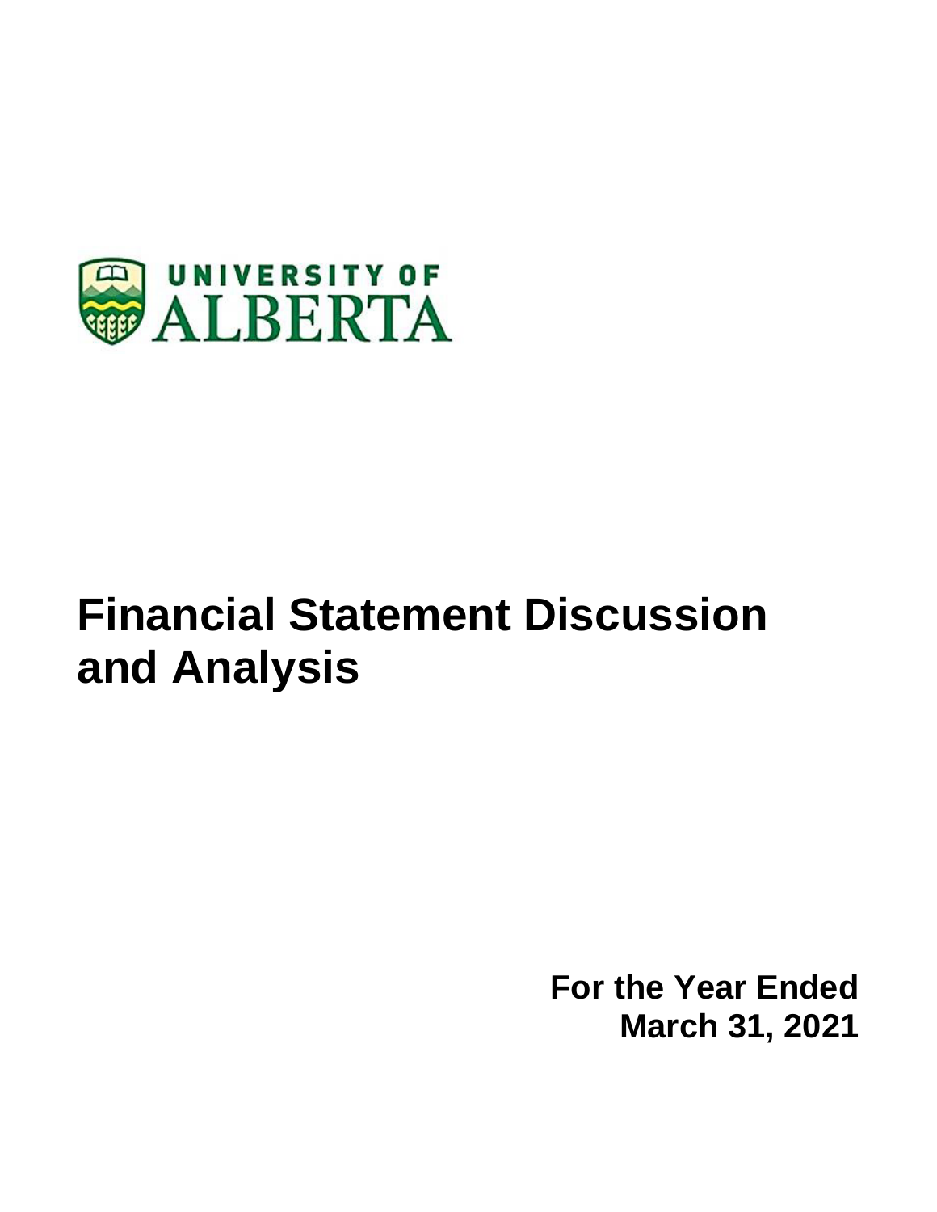UNIVERSITY OF
ALBERTA

# Financial Statement Discussion and Analysis

**For the Year Ended**
**March 31, 2021**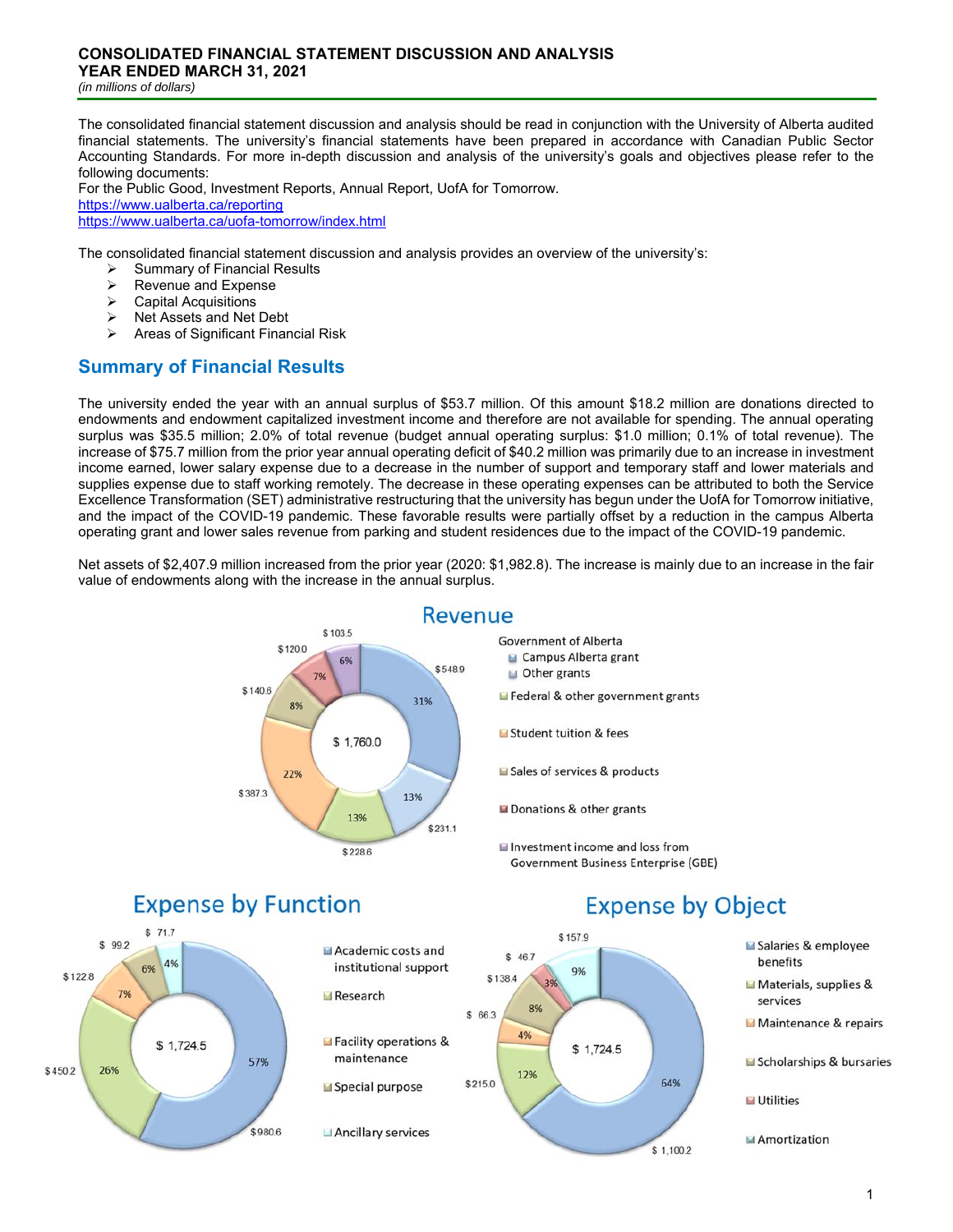# CONSOLIDATED FINANCIAL STATEMENT DISCUSSION AND ANALYSIS
## YEAR ENDED MARCH 31, 2021

*(in millions of dollars)*

The consolidated financial statement discussion and analysis should be read in conjunction with the University of Alberta audited financial statements. The university's financial statements have been prepared in accordance with Canadian Public Sector Accounting Standards. For more in-depth discussion and analysis of the university's goals and objectives please refer to the following documents:

For the Public Good, Investment Reports, Annual Report, UofA for Tomorrow.

https://www.ualberta.ca/reporting

https://www.ualberta.ca/uofa-tomorrow/index.html

The consolidated financial statement discussion and analysis provides an overview of the university's:

- Summary of Financial Results
- Revenue and Expense
- Capital Acquisitions
- Net Assets and Net Debt
- Areas of Significant Financial Risk

## Summary of Financial Results

The university ended the year with an annual surplus of $53.7 million. Of this amount $18.2 million are donations directed to endowments and endowment capitalized investment income and therefore are not available for spending. The annual operating surplus was $35.5 million; 2.0% of total revenue (budget annual operating surplus: $1.0 million; 0.1% of total revenue). The increase of $75.7 million from the prior year annual operating deficit of $40.2 million was primarily due to an increase in investment income earned, lower salary expense due to a decrease in the number of support and temporary staff and lower materials and supplies expense due to staff working remotely. The decrease in these operating expenses can be attributed to both the Service Excellence Transformation (SET) administrative restructuring that the university has begun under the UofA for Tomorrow initiative, and the impact of the COVID-19 pandemic. These favorable results were partially offset by a reduction in the campus Alberta operating grant and lower sales revenue from parking and student residences due to the impact of the COVID-19 pandemic.

Net assets of $2,407.9 million increased from the prior year (2020: $1,982.8). The increase is mainly due to an increase in the fair value of endowments along with the increase in the annual surplus.

### Revenue

Total: $ 1,760.0

| Category | Amount | % |
|---|---|---|
| Government of Alberta – Campus Alberta grant | $ 548.9 | 31% |
| Government of Alberta – Other grants | $ 231.1 | 13% |
| Federal & other government grants | $ 228.6 | 13% |
| Student tuition & fees | $ 387.3 | 22% |
| Sales of services & products | $ 140.6 | 8% |
| Donations & other grants | $ 120.0 | 7% |
| Investment income and loss from Government Business Enterprise (GBE) | $ 103.5 | 6% |

### Expense by Function

Total: $ 1,724.5

| Category | Amount | % |
|---|---|---|
| Academic costs and institutional support | $ 980.6 | 57% |
| Research | $ 450.2 | 26% |
| Facility operations & maintenance | $ 122.8 | 7% |
| Special purpose | $ 99.2 | 6% |
| Ancillary services | $ 71.7 | 4% |

### Expense by Object

Total: $ 1,724.5

| Category | Amount | % |
|---|---|---|
| Salaries & employee benefits | $ 1,100.2 | 64% |
| Materials, supplies & services | $ 215.0 | 12% |
| Maintenance & repairs | $ 66.3 | 4% |
| Scholarships & bursaries | $ 138.4 | 8% |
| Utilities | $ 46.7 | 3% |
| Amortization | $ 157.9 | 9% |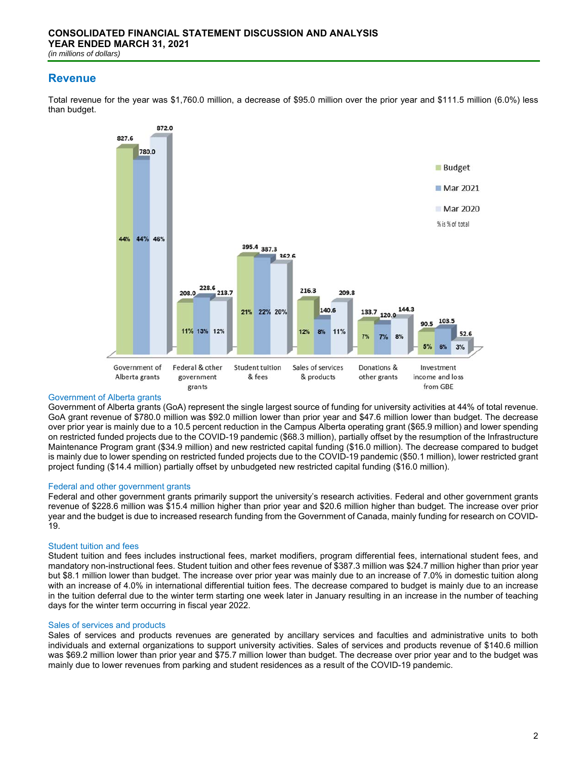**CONSOLIDATED FINANCIAL STATEMENT DISCUSSION AND ANALYSIS**
**YEAR ENDED MARCH 31, 2021**
*(in millions of dollars)*

## Revenue

Total revenue for the year was $1,760.0 million, a decrease of $95.0 million over the prior year and $111.5 million (6.0%) less than budget.

| | Budget | Mar 2021 | Mar 2020 |
|---|---|---|---|
| Government of Alberta grants | 827.6 (44%) | 780.0 (44%) | 872.0 (46%) |
| Federal & other government grants | 208.0 (11%) | 228.6 (13%) | 213.7 (12%) |
| Student tuition & fees | 395.4 (21%) | 387.3 (22%) | 362.6 (20%) |
| Sales of services & products | 216.3 (12%) | 140.6 (8%) | 209.8 (11%) |
| Donations & other grants | 133.7 (7%) | 120.0 (7%) | 144.3 (8%) |
| Investment income and loss from GBE | 90.5 (5%) | 103.5 (6%) | 52.6 (3%) |

% is % of total

### Government of Alberta grants

Government of Alberta grants (GoA) represent the single largest source of funding for university activities at 44% of total revenue. GoA grant revenue of $780.0 million was $92.0 million lower than prior year and $47.6 million lower than budget. The decrease over prior year is mainly due to a 10.5 percent reduction in the Campus Alberta operating grant ($65.9 million) and lower spending on restricted funded projects due to the COVID-19 pandemic ($68.3 million), partially offset by the resumption of the Infrastructure Maintenance Program grant ($34.9 million) and new restricted capital funding ($16.0 million). The decrease compared to budget is mainly due to lower spending on restricted funded projects due to the COVID-19 pandemic ($50.1 million), lower restricted grant project funding ($14.4 million) partially offset by unbudgeted new restricted capital funding ($16.0 million).

### Federal and other government grants

Federal and other government grants primarily support the university's research activities. Federal and other government grants revenue of $228.6 million was $15.4 million higher than prior year and $20.6 million higher than budget. The increase over prior year and the budget is due to increased research funding from the Government of Canada, mainly funding for research on COVID-19.

### Student tuition and fees

Student tuition and fees includes instructional fees, market modifiers, program differential fees, international student fees, and mandatory non-instructional fees. Student tuition and other fees revenue of $387.3 million was $24.7 million higher than prior year but $8.1 million lower than budget. The increase over prior year was mainly due to an increase of 7.0% in domestic tuition along with an increase of 4.0% in international differential tuition fees. The decrease compared to budget is mainly due to an increase in the tuition deferral due to the winter term starting one week later in January resulting in an increase in the number of teaching days for the winter term occurring in fiscal year 2022.

### Sales of services and products

Sales of services and products revenues are generated by ancillary services and faculties and administrative units to both individuals and external organizations to support university activities. Sales of services and products revenue of $140.6 million was $69.2 million lower than prior year and $75.7 million lower than budget. The decrease over prior year and to the budget was mainly due to lower revenues from parking and student residences as a result of the COVID-19 pandemic.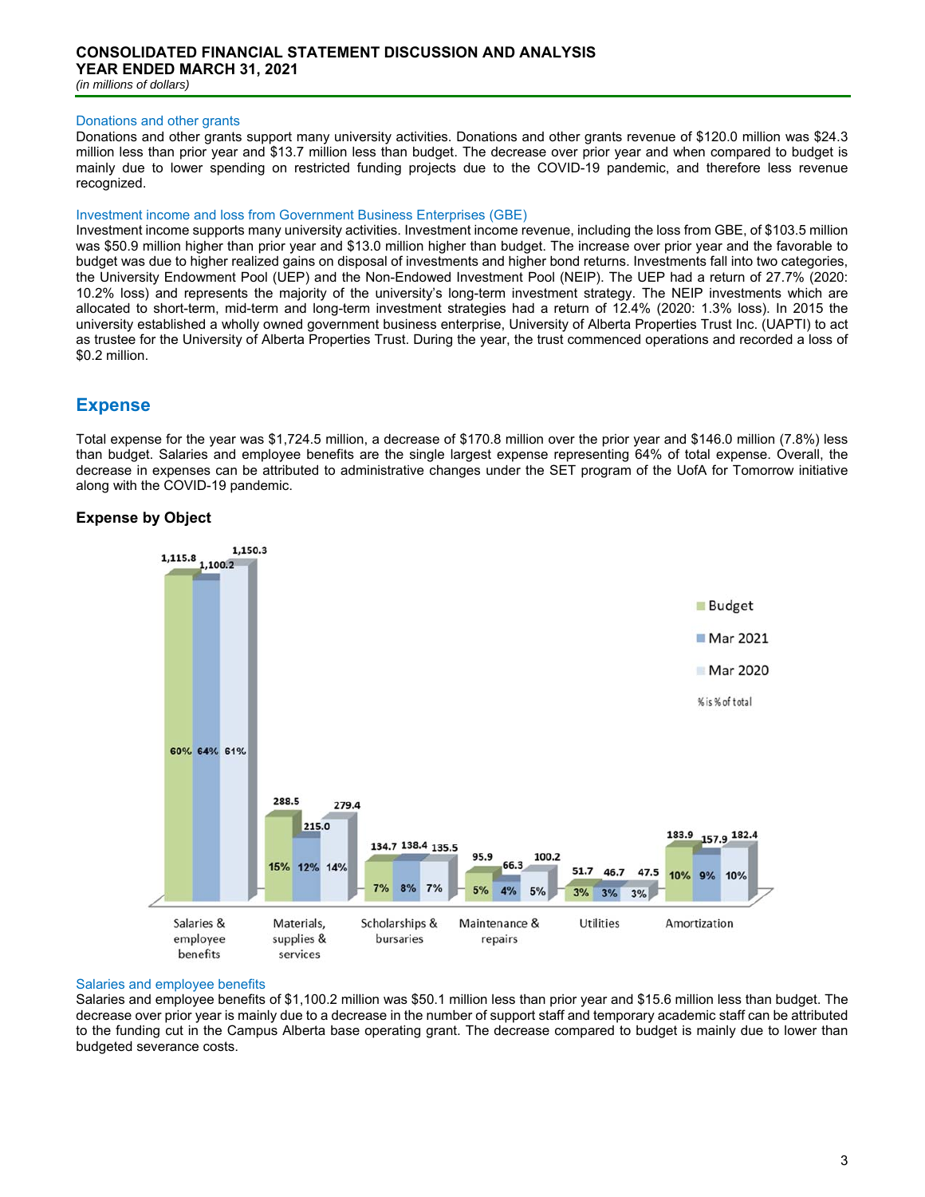# CONSOLIDATED FINANCIAL STATEMENT DISCUSSION AND ANALYSIS
# YEAR ENDED MARCH 31, 2021
*(in millions of dollars)*

### Donations and other grants

Donations and other grants support many university activities. Donations and other grants revenue of $120.0 million was $24.3 million less than prior year and $13.7 million less than budget. The decrease over prior year and when compared to budget is mainly due to lower spending on restricted funding projects due to the COVID-19 pandemic, and therefore less revenue recognized.

### Investment income and loss from Government Business Enterprises (GBE)

Investment income supports many university activities. Investment income revenue, including the loss from GBE, of $103.5 million was $50.9 million higher than prior year and $13.0 million higher than budget. The increase over prior year and the favorable to budget was due to higher realized gains on disposal of investments and higher bond returns. Investments fall into two categories, the University Endowment Pool (UEP) and the Non-Endowed Investment Pool (NEIP). The UEP had a return of 27.7% (2020: 10.2% loss) and represents the majority of the university's long-term investment strategy. The NEIP investments which are allocated to short-term, mid-term and long-term investment strategies had a return of 12.4% (2020: 1.3% loss). In 2015 the university established a wholly owned government business enterprise, University of Alberta Properties Trust Inc. (UAPTI) to act as trustee for the University of Alberta Properties Trust. During the year, the trust commenced operations and recorded a loss of $0.2 million.

## Expense

Total expense for the year was $1,724.5 million, a decrease of $170.8 million over the prior year and $146.0 million (7.8%) less than budget. Salaries and employee benefits are the single largest expense representing 64% of total expense. Overall, the decrease in expenses can be attributed to administrative changes under the SET program of the UofA for Tomorrow initiative along with the COVID-19 pandemic.

### Expense by Object

| | Budget | Mar 2021 | Mar 2020 |
|---|---|---|---|
| Salaries & employee benefits | 1,115.8 (60%) | 1,100.2 (64%) | 1,150.3 (61%) |
| Materials, supplies & services | 288.5 (15%) | 215.0 (12%) | 279.4 (14%) |
| Scholarships & bursaries | 134.7 (7%) | 138.4 (8%) | 135.5 (7%) |
| Maintenance & repairs | 95.9 (5%) | 66.3 (4%) | 100.2 (5%) |
| Utilities | 51.7 (3%) | 46.7 (3%) | 47.5 (3%) |
| Amortization | 183.9 (10%) | 157.9 (9%) | 182.4 (10%) |

% is % of total

### Salaries and employee benefits

Salaries and employee benefits of $1,100.2 million was $50.1 million less than prior year and $15.6 million less than budget. The decrease over prior year is mainly due to a decrease in the number of support staff and temporary academic staff can be attributed to the funding cut in the Campus Alberta base operating grant. The decrease compared to budget is mainly due to lower than budgeted severance costs.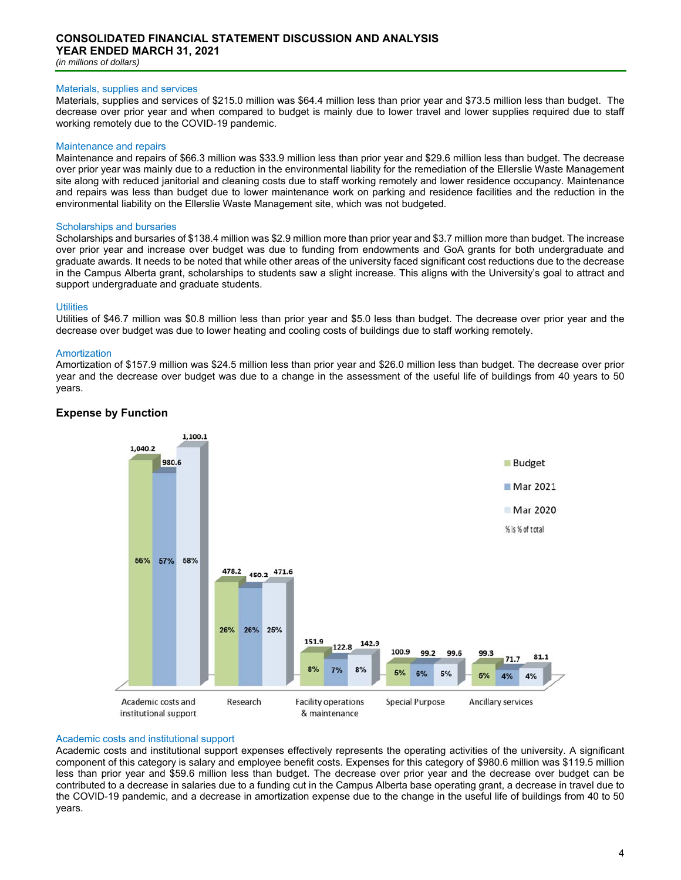# CONSOLIDATED FINANCIAL STATEMENT DISCUSSION AND ANALYSIS
# YEAR ENDED MARCH 31, 2021

*(in millions of dollars)*

### Materials, supplies and services

Materials, supplies and services of $215.0 million was $64.4 million less than prior year and $73.5 million less than budget. The decrease over prior year and when compared to budget is mainly due to lower travel and lower supplies required due to staff working remotely due to the COVID-19 pandemic.

### Maintenance and repairs

Maintenance and repairs of $66.3 million was $33.9 million less than prior year and $29.6 million less than budget. The decrease over prior year was mainly due to a reduction in the environmental liability for the remediation of the Ellerslie Waste Management site along with reduced janitorial and cleaning costs due to staff working remotely and lower residence occupancy. Maintenance and repairs was less than budget due to lower maintenance work on parking and residence facilities and the reduction in the environmental liability on the Ellerslie Waste Management site, which was not budgeted.

### Scholarships and bursaries

Scholarships and bursaries of $138.4 million was $2.9 million more than prior year and $3.7 million more than budget. The increase over prior year and increase over budget was due to funding from endowments and GoA grants for both undergraduate and graduate awards. It needs to be noted that while other areas of the university faced significant cost reductions due to the decrease in the Campus Alberta grant, scholarships to students saw a slight increase. This aligns with the University's goal to attract and support undergraduate and graduate students.

### Utilities

Utilities of $46.7 million was $0.8 million less than prior year and $5.0 less than budget. The decrease over prior year and the decrease over budget was due to lower heating and cooling costs of buildings due to staff working remotely.

### Amortization

Amortization of $157.9 million was $24.5 million less than prior year and $26.0 million less than budget. The decrease over prior year and the decrease over budget was due to a change in the assessment of the useful life of buildings from 40 years to 50 years.

## Expense by Function

| | Budget | Mar 2021 | Mar 2020 |
|---|---|---|---|
| Academic costs and institutional support | 1,040.2 (56%) | 980.6 (57%) | 1,100.1 (58%) |
| Research | 478.2 (26%) | 450.2 (26%) | 471.6 (25%) |
| Facility operations & maintenance | 151.9 (8%) | 122.8 (7%) | 142.9 (8%) |
| Special Purpose | 100.9 (5%) | 99.2 (6%) | 99.6 (5%) |
| Ancillary services | 99.3 (5%) | 71.7 (4%) | 81.1 (4%) |

% is % of total

### Academic costs and institutional support

Academic costs and institutional support expenses effectively represents the operating activities of the university. A significant component of this category is salary and employee benefit costs. Expenses for this category of $980.6 million was $119.5 million less than prior year and $59.6 million less than budget. The decrease over prior year and the decrease over budget can be contributed to a decrease in salaries due to a funding cut in the Campus Alberta base operating grant, a decrease in travel due to the COVID-19 pandemic, and a decrease in amortization expense due to the change in the useful life of buildings from 40 to 50 years.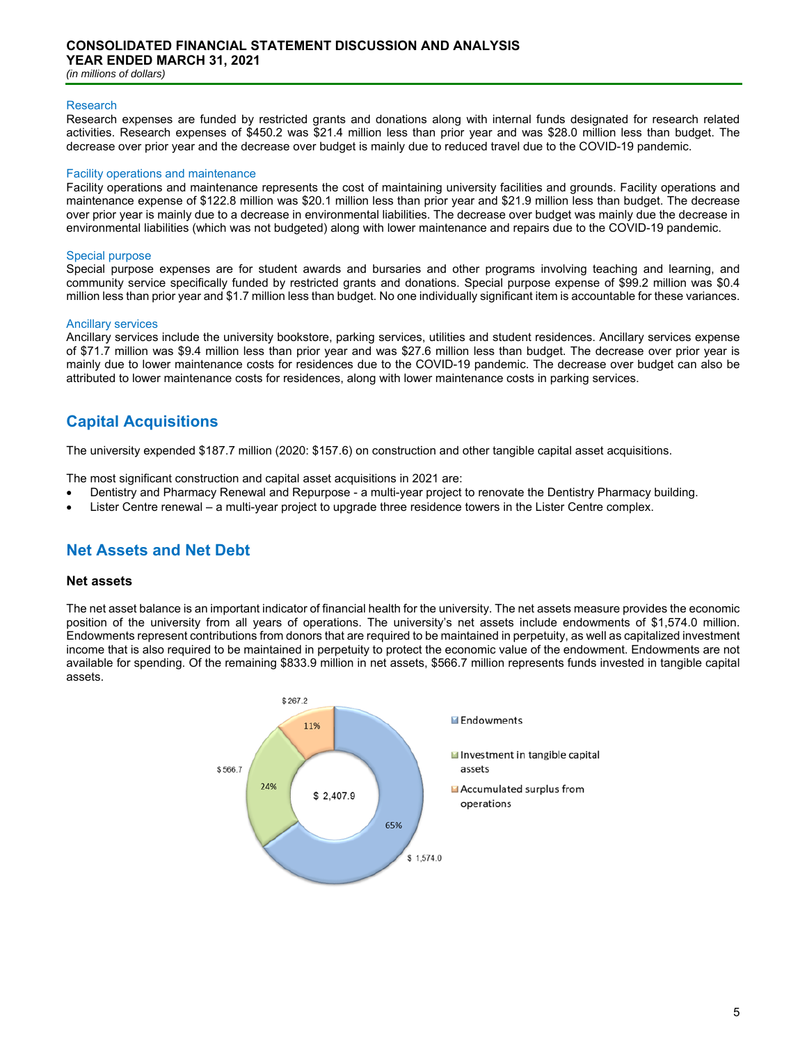### Research

Research expenses are funded by restricted grants and donations along with internal funds designated for research related activities. Research expenses of $450.2 was $21.4 million less than prior year and was $28.0 million less than budget. The decrease over prior year and the decrease over budget is mainly due to reduced travel due to the COVID-19 pandemic.

### Facility operations and maintenance

Facility operations and maintenance represents the cost of maintaining university facilities and grounds. Facility operations and maintenance expense of $122.8 million was $20.1 million less than prior year and $21.9 million less than budget. The decrease over prior year is mainly due to a decrease in environmental liabilities. The decrease over budget was mainly due the decrease in environmental liabilities (which was not budgeted) along with lower maintenance and repairs due to the COVID-19 pandemic.

### Special purpose

Special purpose expenses are for student awards and bursaries and other programs involving teaching and learning, and community service specifically funded by restricted grants and donations. Special purpose expense of $99.2 million was $0.4 million less than prior year and $1.7 million less than budget. No one individually significant item is accountable for these variances.

### Ancillary services

Ancillary services include the university bookstore, parking services, utilities and student residences. Ancillary services expense of $71.7 million was $9.4 million less than prior year and was $27.6 million less than budget. The decrease over prior year is mainly due to lower maintenance costs for residences due to the COVID-19 pandemic. The decrease over budget can also be attributed to lower maintenance costs for residences, along with lower maintenance costs in parking services.

## Capital Acquisitions

The university expended $187.7 million (2020: $157.6) on construction and other tangible capital asset acquisitions.

The most significant construction and capital asset acquisitions in 2021 are:

- Dentistry and Pharmacy Renewal and Repurpose - a multi-year project to renovate the Dentistry Pharmacy building.
- Lister Centre renewal – a multi-year project to upgrade three residence towers in the Lister Centre complex.

## Net Assets and Net Debt

### Net assets

The net asset balance is an important indicator of financial health for the university. The net assets measure provides the economic position of the university from all years of operations. The university's net assets include endowments of $1,574.0 million. Endowments represent contributions from donors that are required to be maintained in perpetuity, as well as capitalized investment income that is also required to be maintained in perpetuity to protect the economic value of the endowment. Endowments are not available for spending. Of the remaining $833.9 million in net assets, $566.7 million represents funds invested in tangible capital assets.

| Net assets component | Amount | % |
|---|---|---|
| Endowments | $ 1,574.0 | 65% |
| Investment in tangible capital assets | $ 566.7 | 24% |
| Accumulated surplus from operations | $ 267.2 | 11% |
| Total | $ 2,407.9 | |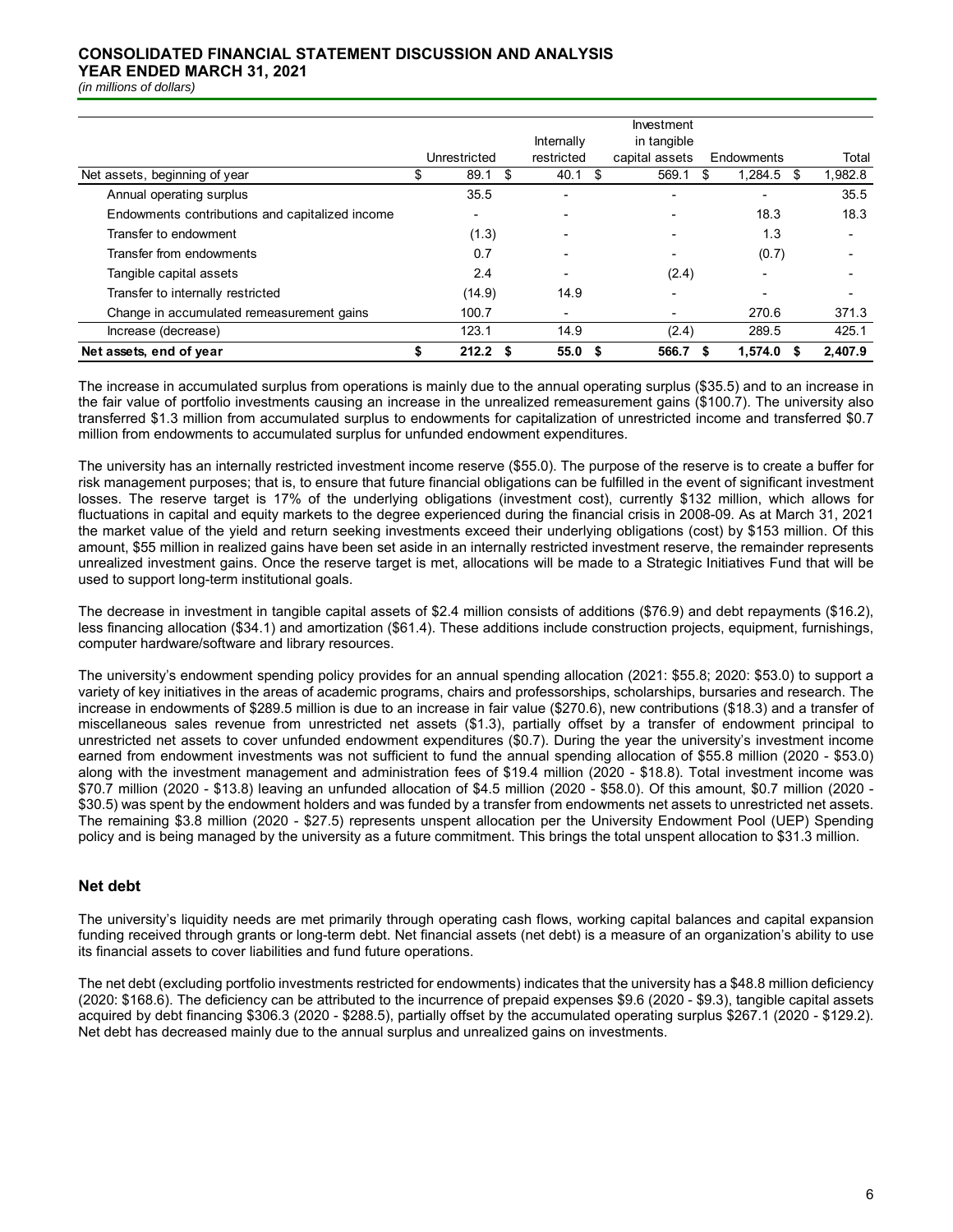# CONSOLIDATED FINANCIAL STATEMENT DISCUSSION AND ANALYSIS
**YEAR ENDED MARCH 31, 2021**
*(in millions of dollars)*

| | Unrestricted | Internally restricted | Investment in tangible capital assets | Endowments | Total |
|---|---|---|---|---|---|
| Net assets, beginning of year | $ 89.1 | $ 40.1 | $ 569.1 | $ 1,284.5 | $ 1,982.8 |
| Annual operating surplus | 35.5 | - | - | - | 35.5 |
| Endowments contributions and capitalized income | - | - | - | 18.3 | 18.3 |
| Transfer to endowment | (1.3) | - | - | 1.3 | - |
| Transfer from endowments | 0.7 | - | - | (0.7) | - |
| Tangible capital assets | 2.4 | - | (2.4) | - | - |
| Transfer to internally restricted | (14.9) | 14.9 | - | - | - |
| Change in accumulated remeasurement gains | 100.7 | - | - | 270.6 | 371.3 |
| Increase (decrease) | 123.1 | 14.9 | (2.4) | 289.5 | 425.1 |
| **Net assets, end of year** | **$ 212.2** | **$ 55.0** | **$ 566.7** | **$ 1,574.0** | **$ 2,407.9** |

The increase in accumulated surplus from operations is mainly due to the annual operating surplus ($35.5) and to an increase in the fair value of portfolio investments causing an increase in the unrealized remeasurement gains ($100.7). The university also transferred $1.3 million from accumulated surplus to endowments for capitalization of unrestricted income and transferred $0.7 million from endowments to accumulated surplus for unfunded endowment expenditures.

The university has an internally restricted investment income reserve ($55.0). The purpose of the reserve is to create a buffer for risk management purposes; that is, to ensure that future financial obligations can be fulfilled in the event of significant investment losses. The reserve target is 17% of the underlying obligations (investment cost), currently $132 million, which allows for fluctuations in capital and equity markets to the degree experienced during the financial crisis in 2008-09. As at March 31, 2021 the market value of the yield and return seeking investments exceed their underlying obligations (cost) by $153 million. Of this amount, $55 million in realized gains have been set aside in an internally restricted investment reserve, the remainder represents unrealized investment gains. Once the reserve target is met, allocations will be made to a Strategic Initiatives Fund that will be used to support long-term institutional goals.

The decrease in investment in tangible capital assets of $2.4 million consists of additions ($76.9) and debt repayments ($16.2), less financing allocation ($34.1) and amortization ($61.4). These additions include construction projects, equipment, furnishings, computer hardware/software and library resources.

The university's endowment spending policy provides for an annual spending allocation (2021: $55.8; 2020: $53.0) to support a variety of key initiatives in the areas of academic programs, chairs and professorships, scholarships, bursaries and research. The increase in endowments of $289.5 million is due to an increase in fair value ($270.6), new contributions ($18.3) and a transfer of miscellaneous sales revenue from unrestricted net assets ($1.3), partially offset by a transfer of endowment principal to unrestricted net assets to cover unfunded endowment expenditures ($0.7). During the year the university's investment income earned from endowment investments was not sufficient to fund the annual spending allocation of $55.8 million (2020 - $53.0) along with the investment management and administration fees of $19.4 million (2020 - $18.8). Total investment income was $70.7 million (2020 - $13.8) leaving an unfunded allocation of $4.5 million (2020 - $58.0). Of this amount, $0.7 million (2020 - $30.5) was spent by the endowment holders and was funded by a transfer from endowments net assets to unrestricted net assets. The remaining $3.8 million (2020 - $27.5) represents unspent allocation per the University Endowment Pool (UEP) Spending policy and is being managed by the university as a future commitment. This brings the total unspent allocation to $31.3 million.

## Net debt

The university's liquidity needs are met primarily through operating cash flows, working capital balances and capital expansion funding received through grants or long-term debt. Net financial assets (net debt) is a measure of an organization's ability to use its financial assets to cover liabilities and fund future operations.

The net debt (excluding portfolio investments restricted for endowments) indicates that the university has a $48.8 million deficiency (2020: $168.6). The deficiency can be attributed to the incurrence of prepaid expenses $9.6 (2020 - $9.3), tangible capital assets acquired by debt financing $306.3 (2020 - $288.5), partially offset by the accumulated operating surplus $267.1 (2020 - $129.2). Net debt has decreased mainly due to the annual surplus and unrealized gains on investments.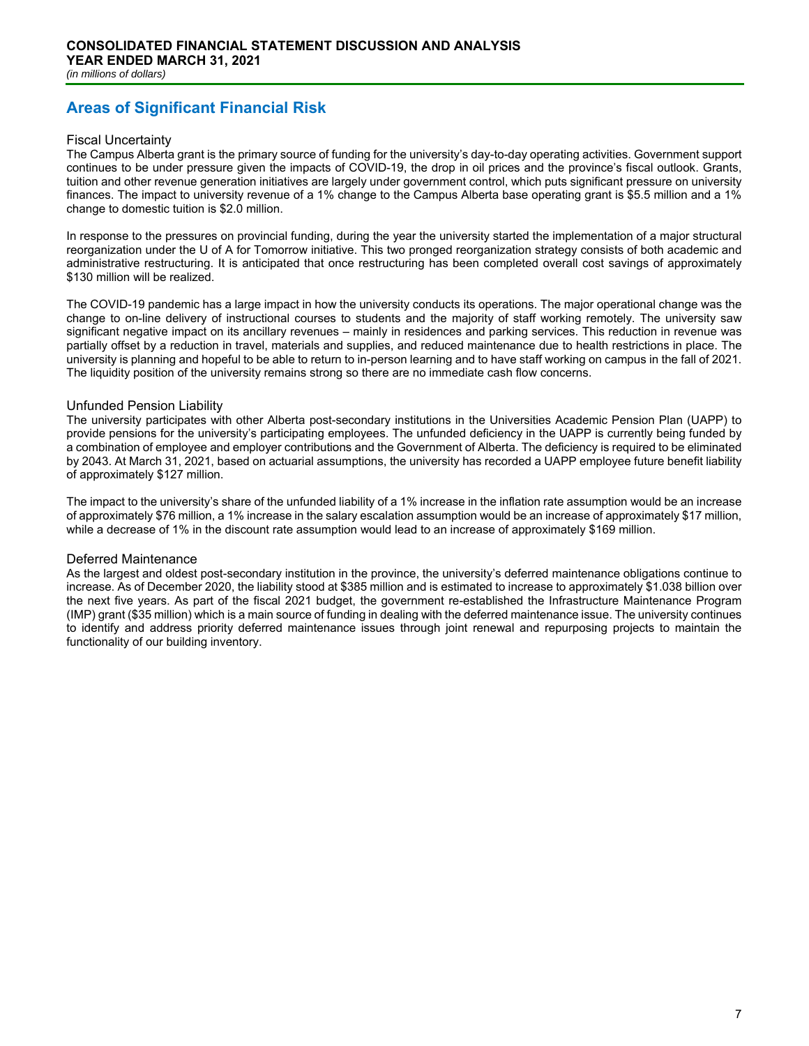**CONSOLIDATED FINANCIAL STATEMENT DISCUSSION AND ANALYSIS**
**YEAR ENDED MARCH 31, 2021**
*(in millions of dollars)*

## Areas of Significant Financial Risk

### Fiscal Uncertainty

The Campus Alberta grant is the primary source of funding for the university's day-to-day operating activities. Government support continues to be under pressure given the impacts of COVID-19, the drop in oil prices and the province's fiscal outlook. Grants, tuition and other revenue generation initiatives are largely under government control, which puts significant pressure on university finances. The impact to university revenue of a 1% change to the Campus Alberta base operating grant is $5.5 million and a 1% change to domestic tuition is $2.0 million.

In response to the pressures on provincial funding, during the year the university started the implementation of a major structural reorganization under the U of A for Tomorrow initiative. This two pronged reorganization strategy consists of both academic and administrative restructuring. It is anticipated that once restructuring has been completed overall cost savings of approximately $130 million will be realized.

The COVID-19 pandemic has a large impact in how the university conducts its operations. The major operational change was the change to on-line delivery of instructional courses to students and the majority of staff working remotely. The university saw significant negative impact on its ancillary revenues – mainly in residences and parking services. This reduction in revenue was partially offset by a reduction in travel, materials and supplies, and reduced maintenance due to health restrictions in place. The university is planning and hopeful to be able to return to in-person learning and to have staff working on campus in the fall of 2021. The liquidity position of the university remains strong so there are no immediate cash flow concerns.

### Unfunded Pension Liability

The university participates with other Alberta post-secondary institutions in the Universities Academic Pension Plan (UAPP) to provide pensions for the university's participating employees. The unfunded deficiency in the UAPP is currently being funded by a combination of employee and employer contributions and the Government of Alberta. The deficiency is required to be eliminated by 2043. At March 31, 2021, based on actuarial assumptions, the university has recorded a UAPP employee future benefit liability of approximately $127 million.

The impact to the university's share of the unfunded liability of a 1% increase in the inflation rate assumption would be an increase of approximately $76 million, a 1% increase in the salary escalation assumption would be an increase of approximately $17 million, while a decrease of 1% in the discount rate assumption would lead to an increase of approximately $169 million.

### Deferred Maintenance

As the largest and oldest post-secondary institution in the province, the university's deferred maintenance obligations continue to increase. As of December 2020, the liability stood at $385 million and is estimated to increase to approximately $1.038 billion over the next five years. As part of the fiscal 2021 budget, the government re-established the Infrastructure Maintenance Program (IMP) grant ($35 million) which is a main source of funding in dealing with the deferred maintenance issue. The university continues to identify and address priority deferred maintenance issues through joint renewal and repurposing projects to maintain the functionality of our building inventory.